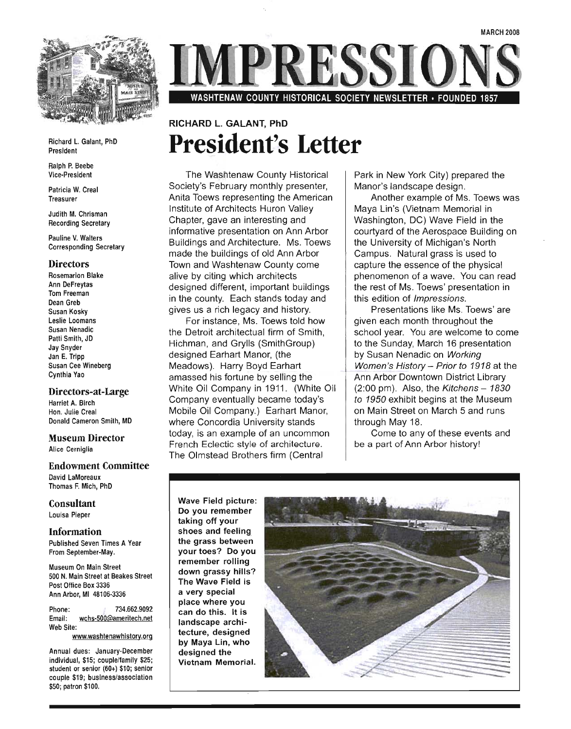MARCH 2008

# IMPRESSIONS

WASHTENAW COUNTY HISTORICAL SOCIETY NEWSLETTER • FOUNDED 1857

Richard L. Galant, PhD
President

Ralph P. Beebe
Vice-President

Patricia W. Creal
Treasurer

Judith M. Chrisman
Recording Secretary

Pauline V. Walters
Corresponding Secretary

### Directors

Rosemarion Blake
Ann DeFreytas
Tom Freeman
Dean Greb
Susan Kosky
Leslie Loomans
Susan Nenadic
Patti Smith, JD
Jay Snyder
Jan E. Tripp
Susan Cee Wineberg
Cynthia Yao

### Directors-at-Large

Harriet A. Birch
Hon. Julie Creal
Donald Cameron Smith, MD

### Museum Director

Alice Cerniglia

### Endowment Committee

David LaMoreaux
Thomas F. Mich, PhD

### Consultant

Louisa Pieper

### Information

Published Seven Times A Year From September-May.

Museum On Main Street
500 N. Main Street at Beakes Street
Post Office Box 3336
Ann Arbor, MI 48106-3336

Phone: 734.662.9092
Email: wchs-500@ameritech.net
Web Site: www.washtenawhistory.org

Annual dues: January-December individual, $15; couple/family $25; student or senior (60+) $10; senior couple $19; business/association $50; patron $100.

RICHARD L. GALANT, PhD

## President's Letter

The Washtenaw County Historical Society's February monthly presenter, Anita Toews representing the American Institute of Architects Huron Valley Chapter, gave an interesting and informative presentation on Ann Arbor Buildings and Architecture. Ms. Toews made the buildings of old Ann Arbor Town and Washtenaw County come alive by citing which architects designed different, important buildings in the county. Each stands today and gives us a rich legacy and history.

For instance, Ms. Toews told how the Detroit architectual firm of Smith, Hichman, and Grylls (SmithGroup) designed Earhart Manor, (the Meadows). Harry Boyd Earhart amassed his fortune by selling the White Oil Company in 1911. (White Oil Company eventually became today's Mobile Oil Company.) Earhart Manor, where Concordia University stands today, is an example of an uncommon French Eclectic style of architecture. The Olmstead Brothers firm (Central Park in New York City) prepared the Manor's landscape design.

Another example of Ms. Toews was Maya Lin's (Vietnam Memorial in Washington, DC) Wave Field in the courtyard of the Aerospace Building on the University of Michigan's North Campus. Natural grass is used to capture the essence of the physical phenomenon of a wave. You can read the rest of Ms. Toews' presentation in this edition of *Impressions*.

Presentations like Ms. Toews' are given each month throughout the school year. You are welcome to come to the Sunday, March 16 presentation by Susan Nenadic on *Working Women's History – Prior to 1918* at the Ann Arbor Downtown District Library (2:00 pm). Also, the *Kitchens – 1830 to 1950* exhibit begins at the Museum on Main Street on March 5 and runs through May 18.

Come to any of these events and be a part of Ann Arbor history!

**Wave Field picture: Do you remember taking off your shoes and feeling the grass between your toes? Do you remember rolling down grassy hills? The Wave Field is a very special place where you can do this. It is landscape architecture, designed by Maya Lin, who designed the Vietnam Memorial.**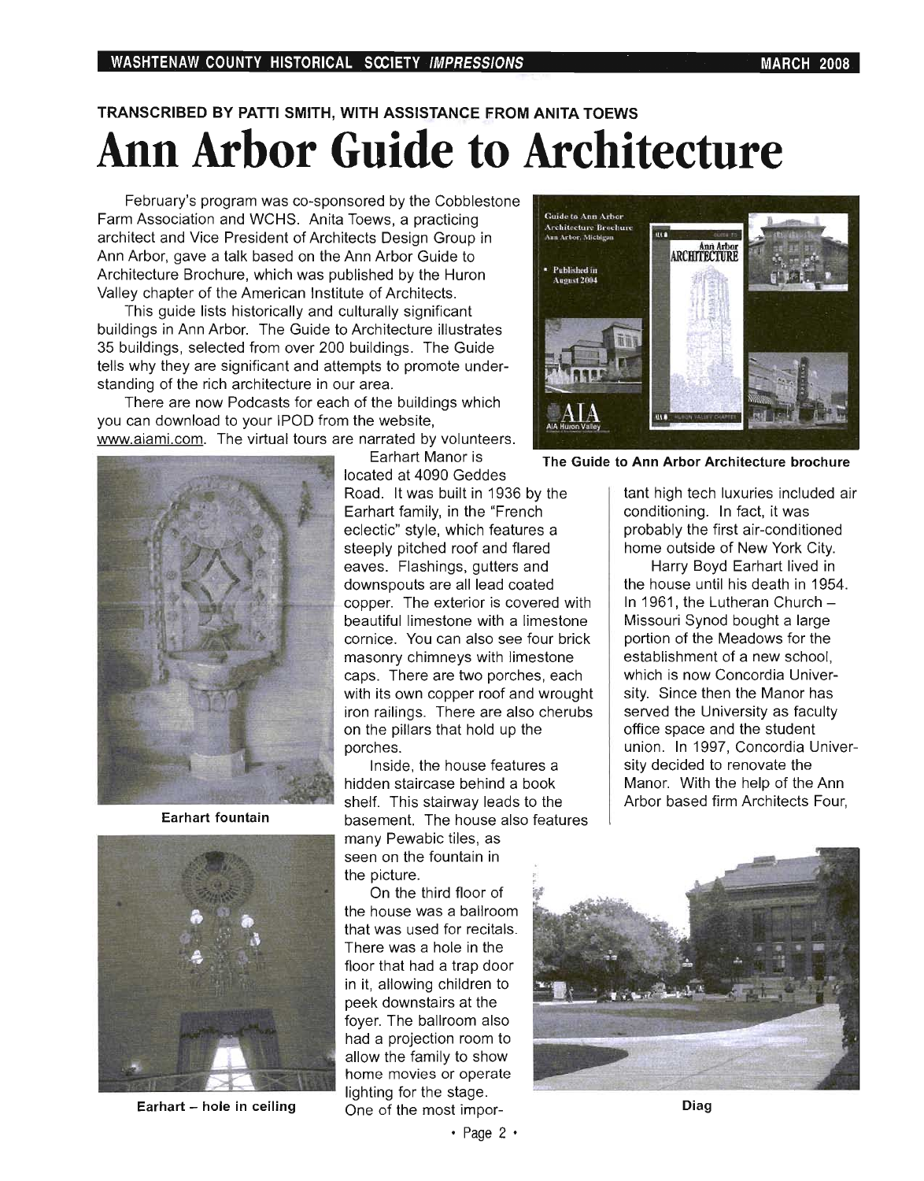TRANSCRIBED BY PATTI SMITH, WITH ASSISTANCE FROM ANITA TOEWS

# Ann Arbor Guide to Architecture

February's program was co-sponsored by the Cobblestone Farm Association and WCHS. Anita Toews, a practicing architect and Vice President of Architects Design Group in Ann Arbor, gave a talk based on the Ann Arbor Guide to Architecture Brochure, which was published by the Huron Valley chapter of the American Institute of Architects.

This guide lists historically and culturally significant buildings in Ann Arbor. The Guide to Architecture illustrates 35 buildings, selected from over 200 buildings. The Guide tells why they are significant and attempts to promote understanding of the rich architecture in our area.

There are now Podcasts for each of the buildings which you can download to your IPOD from the website, www.aiami.com. The virtual tours are narrated by volunteers.

The Guide to Ann Arbor Architecture brochure

Earhart Manor is located at 4090 Geddes Road. It was built in 1936 by the Earhart family, in the "French eclectic" style, which features a steeply pitched roof and flared eaves. Flashings, gutters and downspouts are all lead coated copper. The exterior is covered with beautiful limestone with a limestone cornice. You can also see four brick masonry chimneys with limestone caps. There are two porches, each with its own copper roof and wrought iron railings. There are also cherubs on the pillars that hold up the porches.

Earhart fountain

Inside, the house features a hidden staircase behind a book shelf. This stairway leads to the basement. The house also features many Pewabic tiles, as seen on the fountain in the picture.

On the third floor of the house was a ballroom that was used for recitals. There was a hole in the floor that had a trap door in it, allowing children to peek downstairs at the foyer. The ballroom also had a projection room to allow the family to show home movies or operate lighting for the stage. One of the most important high tech luxuries included air conditioning. In fact, it was probably the first air-conditioned home outside of New York City.

Earhart – hole in ceiling

Harry Boyd Earhart lived in the house until his death in 1954. In 1961, the Lutheran Church – Missouri Synod bought a large portion of the Meadows for the establishment of a new school, which is now Concordia University. Since then the Manor has served the University as faculty office space and the student union. In 1997, Concordia University decided to renovate the Manor. With the help of the Ann Arbor based firm Architects Four,

Diag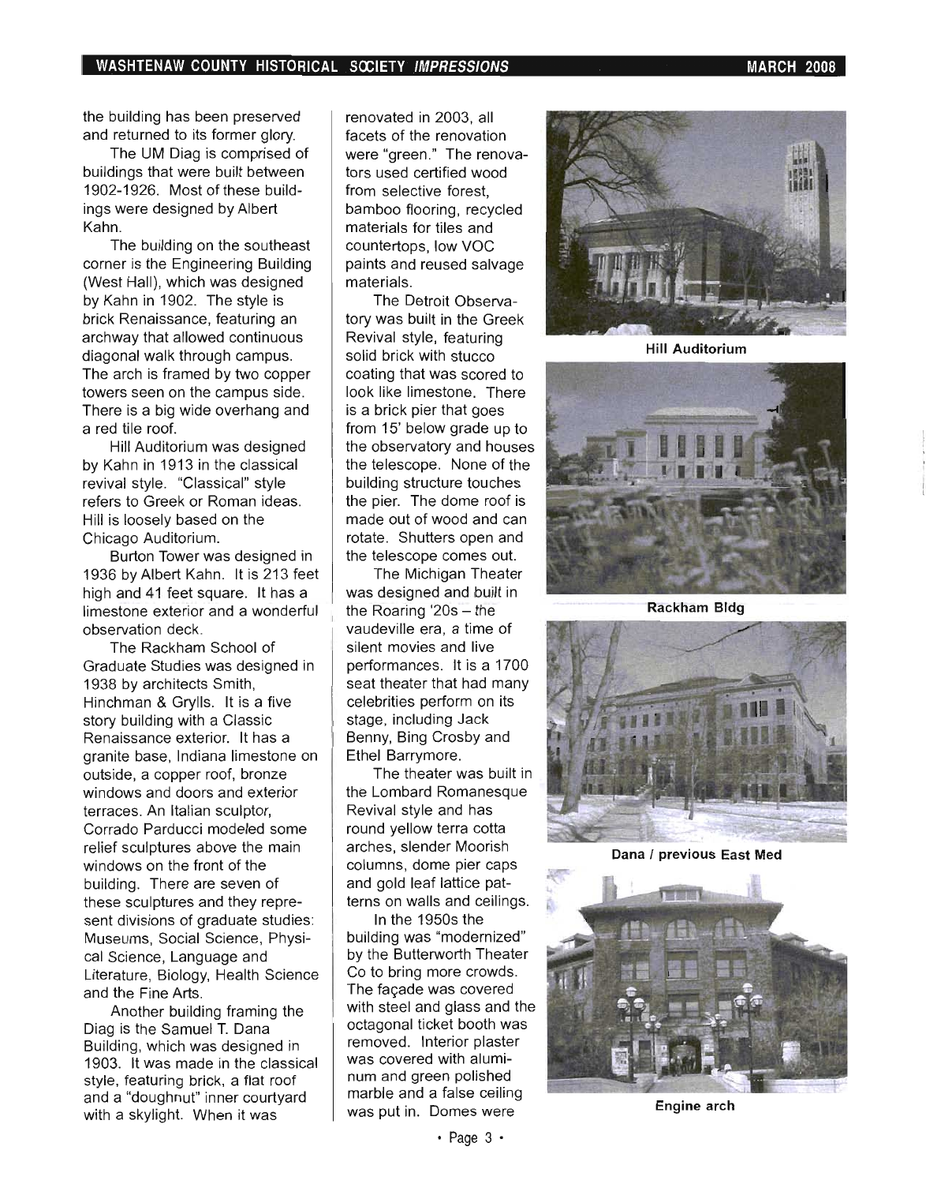the building has been preserved and returned to its former glory.

The UM Diag is comprised of buildings that were built between 1902-1926. Most of these buildings were designed by Albert Kahn.

The building on the southeast corner is the Engineering Building (West Hall), which was designed by Kahn in 1902. The style is brick Renaissance, featuring an archway that allowed continuous diagonal walk through campus. The arch is framed by two copper towers seen on the campus side. There is a big wide overhang and a red tile roof.

Hill Auditorium was designed by Kahn in 1913 in the classical revival style. "Classical" style refers to Greek or Roman ideas. Hill is loosely based on the Chicago Auditorium.

Burton Tower was designed in 1936 by Albert Kahn. It is 213 feet high and 41 feet square. It has a limestone exterior and a wonderful observation deck.

The Rackham School of Graduate Studies was designed in 1938 by architects Smith, Hinchman & Grylls. It is a five story building with a Classic Renaissance exterior. It has a granite base, Indiana limestone on outside, a copper roof, bronze windows and doors and exterior terraces. An Italian sculptor, Corrado Parducci modeled some relief sculptures above the main windows on the front of the building. There are seven of these sculptures and they represent divisions of graduate studies: Museums, Social Science, Physical Science, Language and Literature, Biology, Health Science and the Fine Arts.

Another building framing the Diag is the Samuel T. Dana Building, which was designed in 1903. It was made in the classical style, featuring brick, a flat roof and a "doughnut" inner courtyard with a skylight. When it was renovated in 2003, all facets of the renovation were "green." The renovators used certified wood from selective forest, bamboo flooring, recycled materials for tiles and countertops, low VOC paints and reused salvage materials.

The Detroit Observatory was built in the Greek Revival style, featuring solid brick with stucco coating that was scored to look like limestone. There is a brick pier that goes from 15' below grade up to the observatory and houses the telescope. None of the building structure touches the pier. The dome roof is made out of wood and can rotate. Shutters open and the telescope comes out.

The Michigan Theater was designed and built in the Roaring '20s – the vaudeville era, a time of silent movies and live performances. It is a 1700 seat theater that had many celebrities perform on its stage, including Jack Benny, Bing Crosby and Ethel Barrymore.

The theater was built in the Lombard Romanesque Revival style and has round yellow terra cotta arches, slender Moorish columns, dome pier caps and gold leaf lattice patterns on walls and ceilings.

In the 1950s the building was "modernized" by the Butterworth Theater Co to bring more crowds. The façade was covered with steel and glass and the octagonal ticket booth was removed. Interior plaster was covered with aluminum and green polished marble and a false ceiling was put in. Domes were

Hill Auditorium

Rackham Bldg

Dana / previous East Med

Engine arch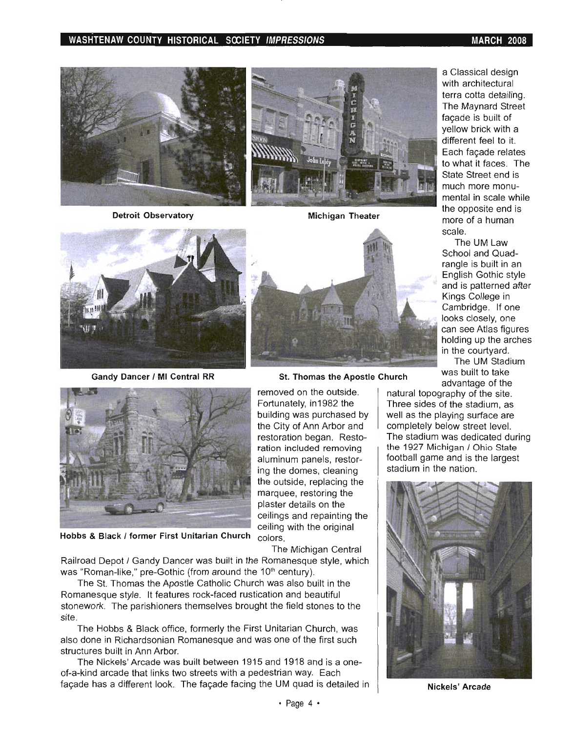Detroit Observatory

Michigan Theater

Gandy Dancer / MI Central RR

St. Thomas the Apostle Church

Hobbs & Black / former First Unitarian Church

removed on the outside. Fortunately, in1982 the building was purchased by the City of Ann Arbor and restoration began. Restoration included removing aluminum panels, restoring the domes, cleaning the outside, replacing the marquee, restoring the plaster details on the ceilings and repainting the ceiling with the original colors.

The Michigan Central Railroad Depot / Gandy Dancer was built in the Romanesque style, which was "Roman-like," pre-Gothic (from around the 10th century).

The St. Thomas the Apostle Catholic Church was also built in the Romanesque style. It features rock-faced rustication and beautiful stonework. The parishioners themselves brought the field stones to the site.

The Hobbs & Black office, formerly the First Unitarian Church, was also done in Richardsonian Romanesque and was one of the first such structures built in Ann Arbor.

The Nickels' Arcade was built between 1915 and 1918 and is a one-of-a-kind arcade that links two streets with a pedestrian way. Each façade has a different look. The façade facing the UM quad is detailed in a Classical design with architectural terra cotta detailing. The Maynard Street façade is built of yellow brick with a different feel to it. Each façade relates to what it faces. The State Street end is much more monumental in scale while the opposite end is more of a human scale.

The UM Law School and Quadrangle is built in an English Gothic style and is patterned after Kings College in Cambridge. If one looks closely, one can see Atlas figures holding up the arches in the courtyard.

The UM Stadium was built to take advantage of the natural topography of the site. Three sides of the stadium, as well as the playing surface are completely below street level. The stadium was dedicated during the 1927 Michigan / Ohio State football game and is the largest stadium in the nation.

Nickels' Arcade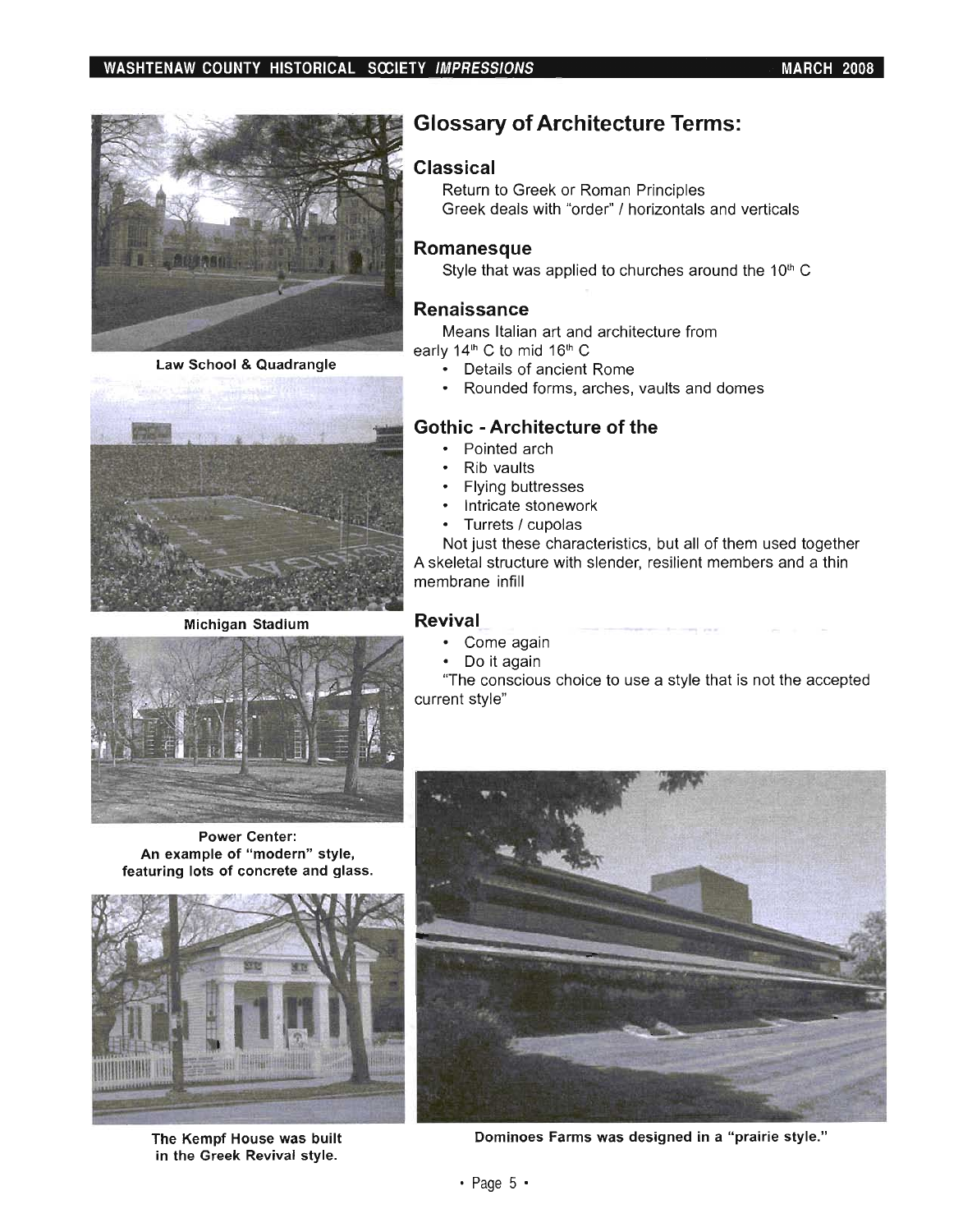Law School & Quadrangle

Michigan Stadium

Power Center: An example of "modern" style, featuring lots of concrete and glass.

The Kempf House was built in the Greek Revival style.

## Glossary of Architecture Terms:

### Classical

Return to Greek or Roman Principles
Greek deals with "order" / horizontals and verticals

### Romanesque

Style that was applied to churches around the 10th C

### Renaissance

Means Italian art and architecture from early 14th C to mid 16th C

- Details of ancient Rome
- Rounded forms, arches, vaults and domes

### Gothic - Architecture of the

- Pointed arch
- Rib vaults
- Flying buttresses
- Intricate stonework
- Turrets / cupolas

Not just these characteristics, but all of them used together
A skeletal structure with slender, resilient members and a thin membrane infill

### Revival

- Come again
- Do it again

"The conscious choice to use a style that is not the accepted current style"

Dominoes Farms was designed in a "prairie style."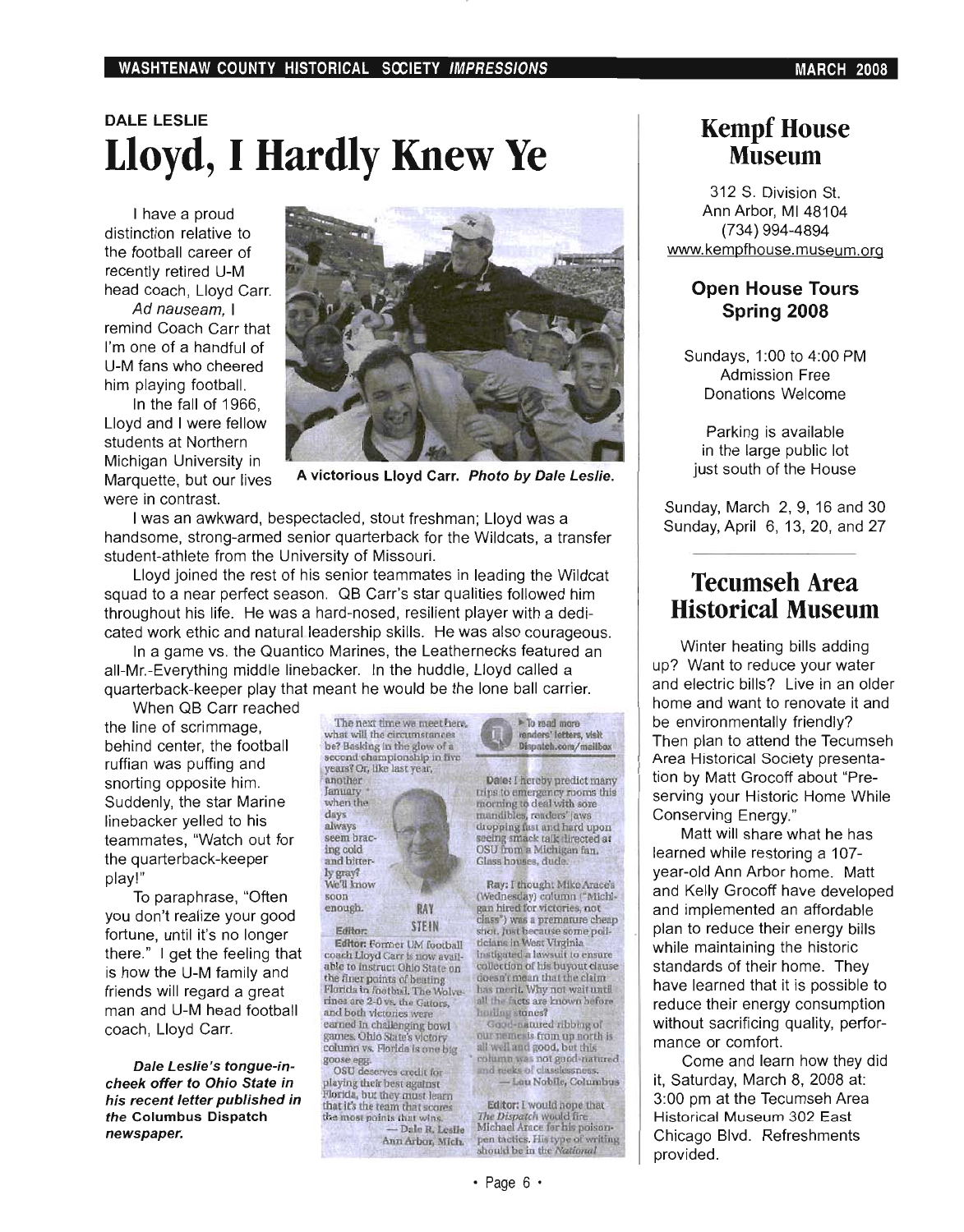## DALE LESLIE

# Lloyd, I Hardly Knew Ye

I have a proud distinction relative to the football career of recently retired U-M head coach, Lloyd Carr.

*Ad nauseam,* I remind Coach Carr that I'm one of a handful of U-M fans who cheered him playing football.

In the fall of 1966, Lloyd and I were fellow students at Northern Michigan University in Marquette, but our lives were in contrast.

**A victorious Lloyd Carr.** ***Photo by Dale Leslie.***

I was an awkward, bespectacled, stout freshman; Lloyd was a handsome, strong-armed senior quarterback for the Wildcats, a transfer student-athlete from the University of Missouri.

Lloyd joined the rest of his senior teammates in leading the Wildcat squad to a near perfect season. QB Carr's star qualities followed him throughout his life. He was a hard-nosed, resilient player with a dedicated work ethic and natural leadership skills. He was also courageous.

In a game vs. the Quantico Marines, the Leathernecks featured an all-Mr.-Everything middle linebacker. In the huddle, Lloyd called a quarterback-keeper play that meant he would be the lone ball carrier.

When QB Carr reached the line of scrimmage, behind center, the football ruffian was puffing and snorting opposite him. Suddenly, the star Marine linebacker yelled to his teammates, "Watch out for the quarterback-keeper play!"

To paraphrase, "Often you don't realize your good fortune, until it's no longer there." I get the feeling that is how the U-M family and friends will regard a great man and U-M head football coach, Lloyd Carr.

The next time we meet here, what will the circumstances be? Basking in the glow of a second championship in five years? Or, like last year, another January when the days always seem bracing cold and bitterly gray? We'll know soon enough.

RAY STEIN

Editor:

**Editor:** Former UM football coach Lloyd Carr is now available to instruct Ohio State on the finer points of beating Florida in football. The Wolverines are 2-0 vs. the Gators, and both victories were earned in challenging bowl games. Ohio State's victory column vs. Florida is one big goose egg.

OSU deserves credit for playing their best against Florida, but they must learn that it's the team that scores the most points that wins.

— Dale R. Leslie
Ann Arbor, Mich.

To read more readers' letters, visit Dispatch.com/mailbox

**Dale:** I hereby predict many trips to emergency rooms this morning to deal with sore mandibles, readers' jaws dropping fast and hard upon seeing smack talk directed at OSU from a Michigan fan. Glass houses, dude.

**Ray:** I thought Mike Arace's (Wednesday) column ("Michigan hired for victories, not class") was a premature cheap shot. Just because some politicians in West Virginia instigated a lawsuit to ensure collection of his buyout clause doesn't mean that the claim has merit. Why not wait until all the facts are known before hurling stones?

Good-natured ribbing of our nemesis from up north is all well and good, but this column was not good-natured and reeks of classlessness.

— Lou Nobile, Columbus

**Editor:** I would hope that *The Dispatch* would fire Michael Arace for his poison-pen tactics. His type of writing should be in the *National*

***Dale Leslie's tongue-in-cheek offer to Ohio State in his recent letter published in the* Columbus Dispatch *newspaper.***

# Kempf House Museum

312 S. Division St.
Ann Arbor, MI 48104
(734) 994-4894
www.kempfhouse.museum.org

### Open House Tours Spring 2008

Sundays, 1:00 to 4:00 PM
Admission Free
Donations Welcome

Parking is available in the large public lot just south of the House

Sunday, March 2, 9, 16 and 30
Sunday, April 6, 13, 20, and 27

# Tecumseh Area Historical Museum

Winter heating bills adding up? Want to reduce your water and electric bills? Live in an older home and want to renovate it and be environmentally friendly? Then plan to attend the Tecumseh Area Historical Society presentation by Matt Grocoff about "Preserving your Historic Home While Conserving Energy."

Matt will share what he has learned while restoring a 107-year-old Ann Arbor home. Matt and Kelly Grocoff have developed and implemented an affordable plan to reduce their energy bills while maintaining the historic standards of their home. They have learned that it is possible to reduce their energy consumption without sacrificing quality, performance or comfort.

Come and learn how they did it, Saturday, March 8, 2008 at: 3:00 pm at the Tecumseh Area Historical Museum 302 East Chicago Blvd. Refreshments provided.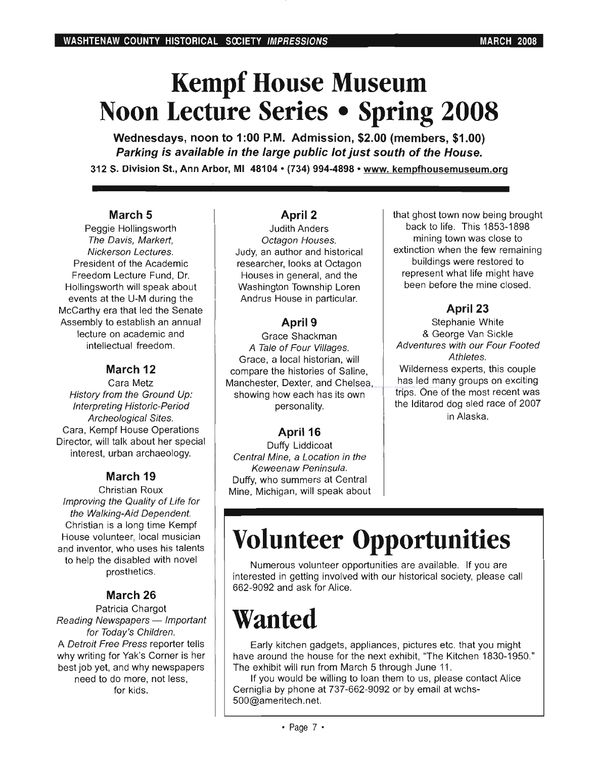# Kempf House Museum Noon Lecture Series • Spring 2008

**Wednesdays, noon to 1:00 P.M. Admission, $2.00 (members, $1.00)**
***Parking is available in the large public lot just south of the House.***
**312 S. Division St., Ann Arbor, MI 48104 • (734) 994-4898 • www. kempfhousemuseum.org**

### March 5

Peggie Hollingsworth
*The Davis, Markert, Nickerson Lectures.*
President of the Academic Freedom Lecture Fund, Dr. Hollingsworth will speak about events at the U-M during the McCarthy era that led the Senate Assembly to establish an annual lecture on academic and intellectual freedom.

### March 12

Cara Metz
*History from the Ground Up: Interpreting Historic-Period Archeological Sites.*
Cara, Kempf House Operations Director, will talk about her special interest, urban archaeology.

### March 19

Christian Roux
*Improving the Quality of Life for the Walking-Aid Dependent.*
Christian is a long time Kempf House volunteer, local musician and inventor, who uses his talents to help the disabled with novel prosthetics.

### March 26

Patricia Chargot
*Reading Newspapers — Important for Today's Children.*
A *Detroit Free Press* reporter tells why writing for Yak's Corner is her best job yet, and why newspapers need to do more, not less, for kids.

### April 2

Judith Anders
*Octagon Houses.*
Judy, an author and historical researcher, looks at Octagon Houses in general, and the Washington Township Loren Andrus House in particular.

### April 9

Grace Shackman
*A Tale of Four Villages.*
Grace, a local historian, will compare the histories of Saline, Manchester, Dexter, and Chelsea, showing how each has its own personality.

### April 16

Duffy Liddicoat
*Central Mine, a Location in the Keweenaw Peninsula.*
Duffy, who summers at Central Mine, Michigan, will speak about that ghost town now being brought back to life. This 1853-1898 mining town was close to extinction when the few remaining buildings were restored to represent what life might have been before the mine closed.

### April 23

Stephanie White
& George Van Sickle
*Adventures with our Four Footed Athletes.*
Wilderness experts, this couple has led many groups on exciting trips. One of the most recent was the Iditarod dog sled race of 2007 in Alaska.

# Volunteer Opportunities

Numerous volunteer opportunities are available. If you are interested in getting involved with our historical society, please call 662-9092 and ask for Alice.

# Wanted

Early kitchen gadgets, appliances, pictures etc. that you might have around the house for the next exhibit, "The Kitchen 1830-1950." The exhibit will run from March 5 through June 11.

If you would be willing to loan them to us, please contact Alice Cerniglia by phone at 737-662-9092 or by email at wchs-500@ameritech.net.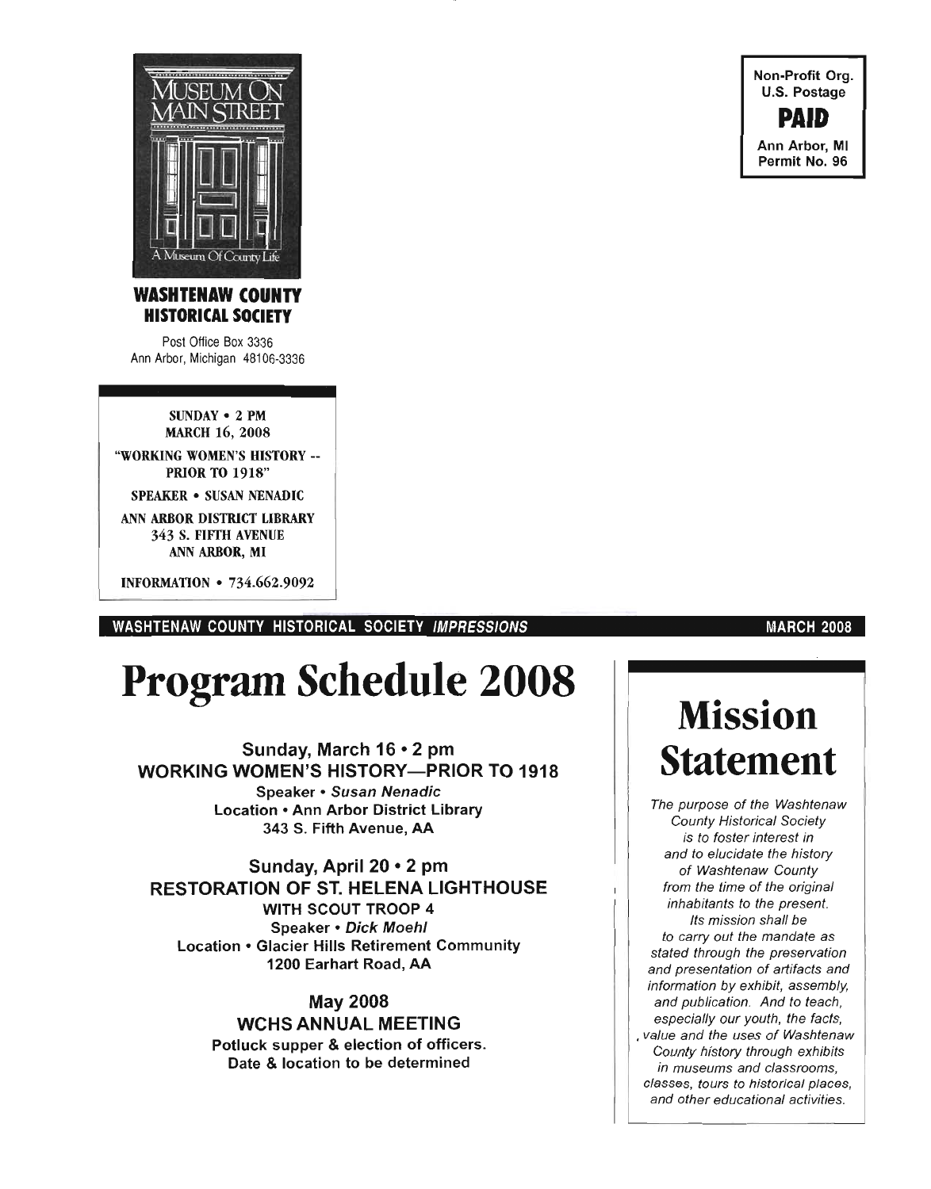MUSEUM ON MAIN STREET

A Museum Of County Life

**WASHTENAW COUNTY HISTORICAL SOCIETY**

Post Office Box 3336
Ann Arbor, Michigan 48106-3336

Non-Profit Org.
U.S. Postage
**PAID**
Ann Arbor, MI
Permit No. 96

SUNDAY • 2 PM
MARCH 16, 2008
"WORKING WOMEN'S HISTORY -- PRIOR TO 1918"
SPEAKER • SUSAN NENADIC
ANN ARBOR DISTRICT LIBRARY
343 S. FIFTH AVENUE
ANN ARBOR, MI
INFORMATION • 734.662.9092

**WASHTENAW COUNTY HISTORICAL SOCIETY *IMPRESSIONS*** **MARCH 2008**

# Program Schedule 2008

**Sunday, March 16 • 2 pm**
**WORKING WOMEN'S HISTORY—PRIOR TO 1918**
Speaker • *Susan Nenadic*
Location • Ann Arbor District Library
343 S. Fifth Avenue, AA

**Sunday, April 20 • 2 pm**
**RESTORATION OF ST. HELENA LIGHTHOUSE WITH SCOUT TROOP 4**
Speaker • *Dick Moehl*
Location • Glacier Hills Retirement Community
1200 Earhart Road, AA

**May 2008**
**WCHS ANNUAL MEETING**
Potluck supper & election of officers.
Date & location to be determined

# Mission Statement

*The purpose of the Washtenaw County Historical Society is to foster interest in and to elucidate the history of Washtenaw County from the time of the original inhabitants to the present. Its mission shall be to carry out the mandate as stated through the preservation and presentation of artifacts and information by exhibit, assembly, and publication. And to teach, especially our youth, the facts, value and the uses of Washtenaw County history through exhibits in museums and classrooms, classes, tours to historical places, and other educational activities.*